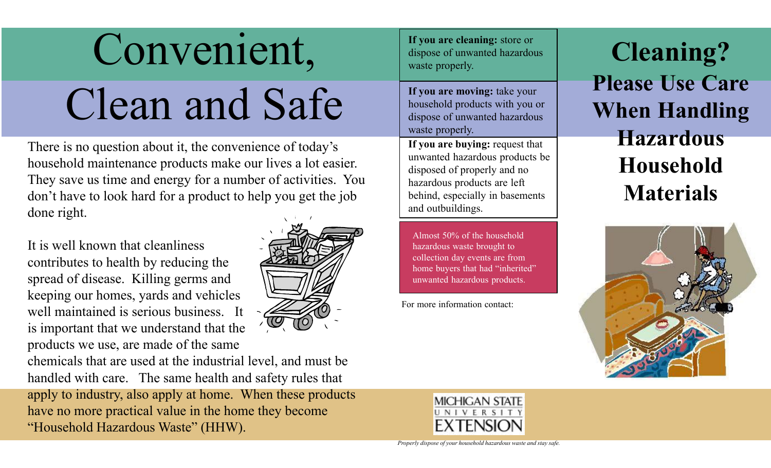# Convenient, Clean and Safe

There is no question about it, the convenience of today's household maintenance products make our lives a lot easier. They save us time and energy for a number of activities. You don't have to look hard for a product to help you get the job done right.

It is well known that cleanliness contributes to health by reducing the spread of disease. Killing germs and keeping our homes, yards and vehicles well maintained is serious business. It is important that we understand that the products we use, are made of the same chemicals that are used at the industrial level, and must be handled with care. The same health and safety rules that apply to industry, also apply at home. When these products have no more practical value in the home they become "Household Hazardous Waste" (HHW).

**If you are cleaning:** store or dispose of unwanted hazardous waste properly.

**If you are moving:** take your household products with you or dispose of unwanted hazardous waste properly.

**If you are buying:** request that unwanted hazardous products be disposed of properly and no hazardous products are left behind, especially in basements and outbuildings.

Almost 50% of the household hazardous waste brought to collection day events are from home buyers that had "inherited" unwanted hazardous products.

For more information contact:

MICHIGAN STATE UNIVERSITY EXTENSION

*Properly dispose of your household hazardous waste and stay safe.*

# Cleaning? Please Use Care When Handling Hazardous Household Materials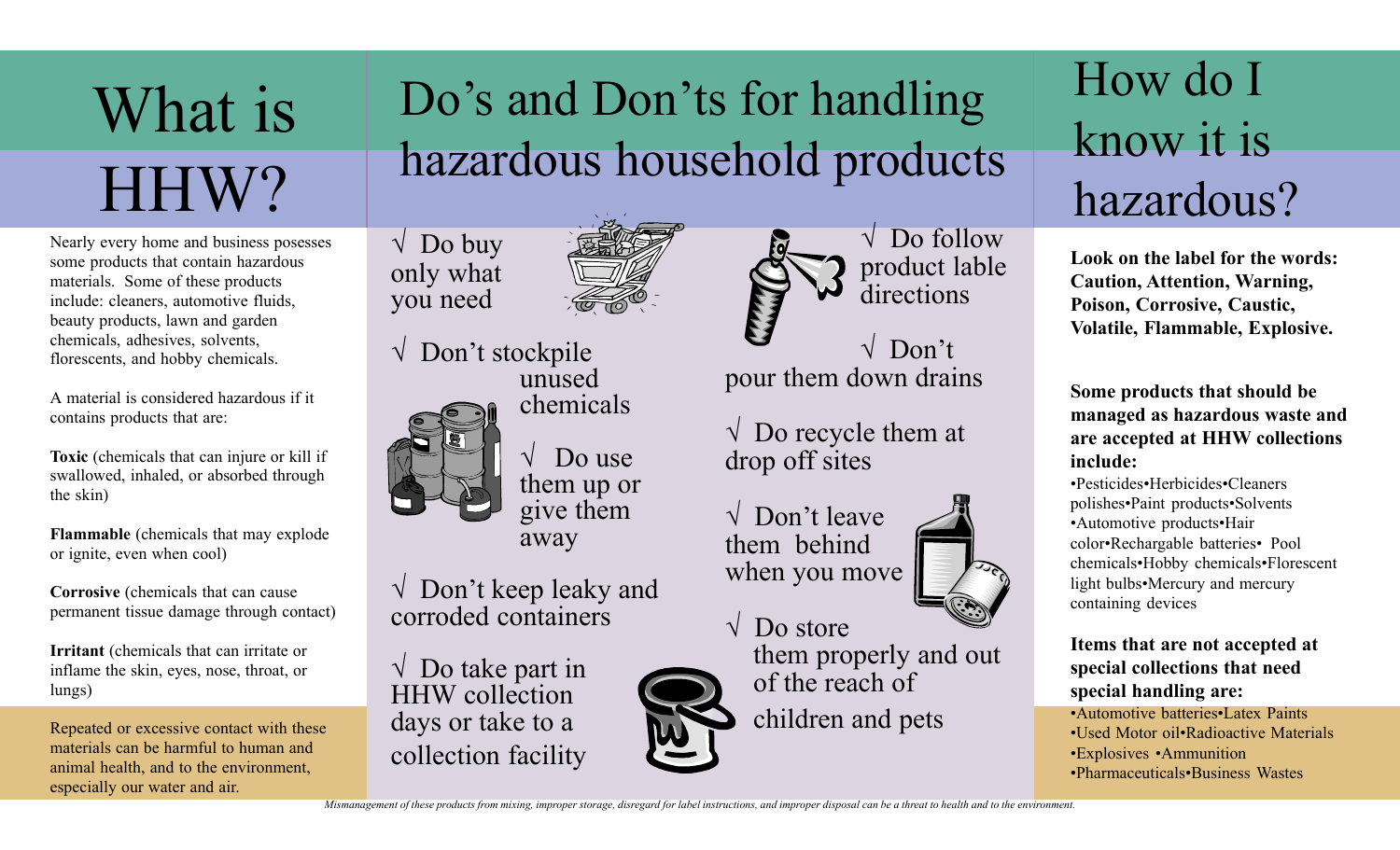# What is HHW?

Nearly every home and business posesses some products that contain hazardous materials. Some of these products include: cleaners, automotive fluids, beauty products, lawn and garden chemicals, adhesives, solvents, florescents, and hobby chemicals.

A material is considered hazardous if it contains products that are:

**Toxic** (chemicals that can injure or kill if swallowed, inhaled, or absorbed through the skin)

**Flammable** (chemicals that may explode or ignite, even when cool)

**Corrosive** (chemicals that can cause permanent tissue damage through contact)

**Irritant** (chemicals that can irritate or inflame the skin, eyes, nose, throat, or lungs)

Repeated or excessive contact with these materials can be harmful to human and animal health, and to the environment, especially our water and air.

# Do's and Don'ts for handling hazardous household products

√ Do buy only what you need

√ Don't stockpile unused chemicals

√ Do use them up or give them away

√ Don't keep leaky and corroded containers

√ Do take part in HHW collection days or take to a collection facility

√ Do follow product lable directions

√ Don't pour them down drains

√ Do recycle them at drop off sites

√ Don't leave them behind when you move

√ Do store them properly and out of the reach of children and pets

# How do I know it is hazardous?

**Look on the label for the words: Caution, Attention, Warning, Poison, Corrosive, Caustic, Volatile, Flammable, Explosive.**

**Some products that should be managed as hazardous waste and are accepted at HHW collections include:**

•Pesticides•Herbicides•Cleaners polishes•Paint products•Solvents •Automotive products•Hair color•Rechargable batteries• Pool chemicals•Hobby chemicals•Florescent light bulbs•Mercury and mercury containing devices

**Items that are not accepted at special collections that need special handling are:**

•Automotive batteries•Latex Paints
•Used Motor oil•Radioactive Materials
•Explosives •Ammunition
•Pharmaceuticals•Business Wastes

*Mismanagement of these products from mixing, improper storage, disregard for label instructions, and improper disposal can be a threat to health and to the environment.*